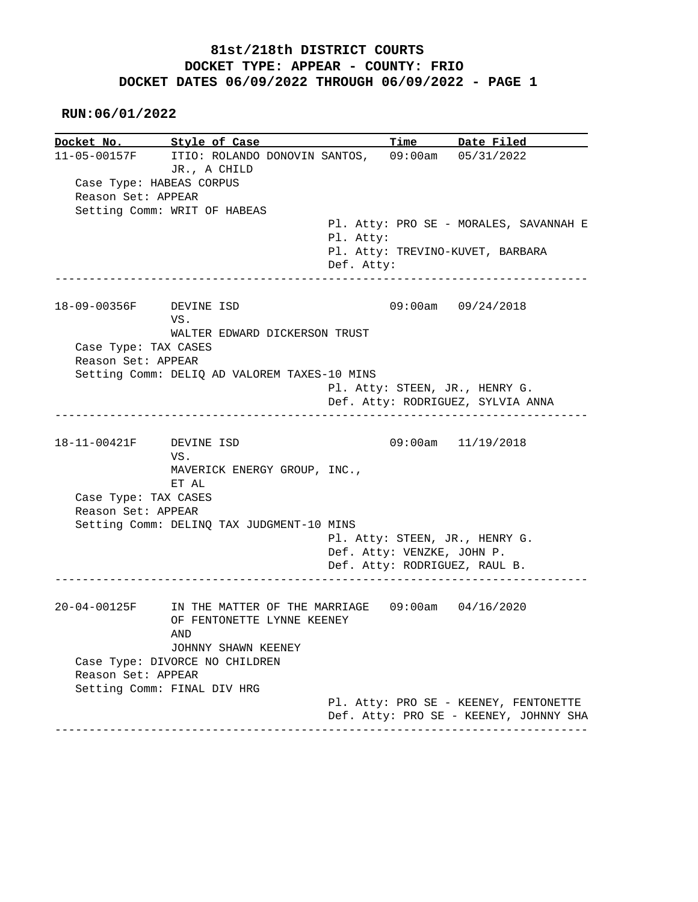# 81st/218th DISTRICT COURTS
## DOCKET TYPE: APPEAR - COUNTY: FRIO
## DOCKET DATES 06/09/2022 THROUGH 06/09/2022 - PAGE 1

**RUN:06/01/2022**

| Docket No. | Style of Case | Time | Date Filed |
|---|---|---|---|
| 11-05-00157F | ITIO: ROLANDO DONOVIN SANTOS, JR., A CHILD | 09:00am | 05/31/2022 |

Case Type: HABEAS CORPUS
Reason Set: APPEAR
Setting Comm: WRIT OF HABEAS

Pl. Atty: PRO SE - MORALES, SAVANNAH E
Pl. Atty:
Pl. Atty: TREVINO-KUVET, BARBARA
Def. Atty:

---

| Docket No. | Style of Case | Time | Date Filed |
|---|---|---|---|
| 18-09-00356F | DEVINE ISD VS. WALTER EDWARD DICKERSON TRUST | 09:00am | 09/24/2018 |

Case Type: TAX CASES
Reason Set: APPEAR
Setting Comm: DELIQ AD VALOREM TAXES-10 MINS

Pl. Atty: STEEN, JR., HENRY G.
Def. Atty: RODRIGUEZ, SYLVIA ANNA

---

| Docket No. | Style of Case | Time | Date Filed |
|---|---|---|---|
| 18-11-00421F | DEVINE ISD VS. MAVERICK ENERGY GROUP, INC., ET AL | 09:00am | 11/19/2018 |

Case Type: TAX CASES
Reason Set: APPEAR
Setting Comm: DELINQ TAX JUDGMENT-10 MINS

Pl. Atty: STEEN, JR., HENRY G.
Def. Atty: VENZKE, JOHN P.
Def. Atty: RODRIGUEZ, RAUL B.

---

| Docket No. | Style of Case | Time | Date Filed |
|---|---|---|---|
| 20-04-00125F | IN THE MATTER OF THE MARRIAGE OF FENTONETTE LYNNE KEENEY AND JOHNNY SHAWN KEENEY | 09:00am | 04/16/2020 |

Case Type: DIVORCE NO CHILDREN
Reason Set: APPEAR
Setting Comm: FINAL DIV HRG

Pl. Atty: PRO SE - KEENEY, FENTONETTE
Def. Atty: PRO SE - KEENEY, JOHNNY SHA

---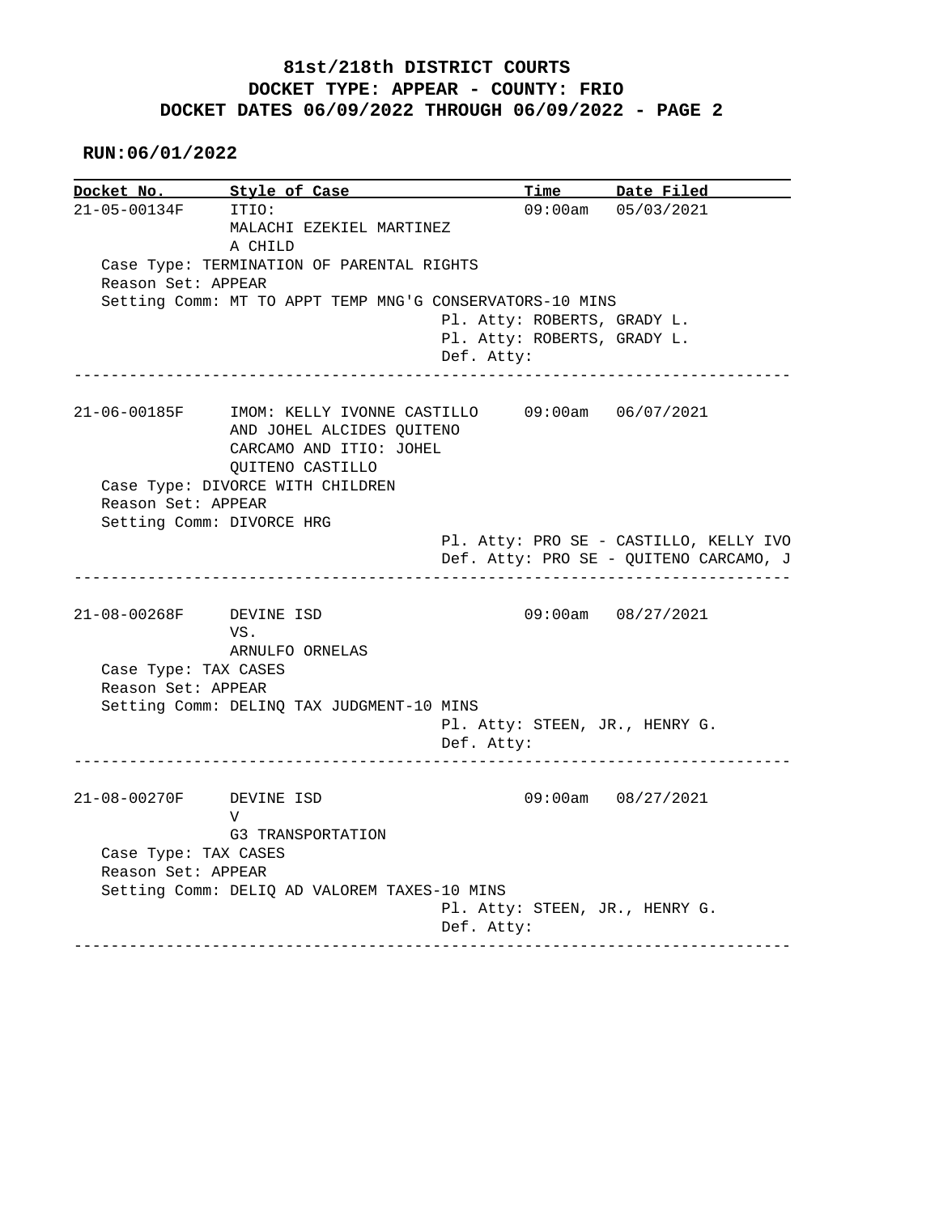**81st/218th DISTRICT COURTS**
**DOCKET TYPE: APPEAR - COUNTY: FRIO**
**DOCKET DATES 06/09/2022 THROUGH 06/09/2022 - PAGE 2**

**RUN:06/01/2022**

| Docket No. | Style of Case | Time | Date Filed |
|---|---|---|---|
| 21-05-00134F | ITIO: MALACHI EZEKIEL MARTINEZ A CHILD | 09:00am | 05/03/2021 |

Case Type: TERMINATION OF PARENTAL RIGHTS
Reason Set: APPEAR
Setting Comm: MT TO APPT TEMP MNG'G CONSERVATORS-10 MINS
Pl. Atty: ROBERTS, GRADY L.
Pl. Atty: ROBERTS, GRADY L.
Def. Atty:

---

| Docket No. | Style of Case | Time | Date Filed |
|---|---|---|---|
| 21-06-00185F | IMOM: KELLY IVONNE CASTILLO AND JOHEL ALCIDES QUITENO CARCAMO AND ITIO: JOHEL QUITENO CASTILLO | 09:00am | 06/07/2021 |

Case Type: DIVORCE WITH CHILDREN
Reason Set: APPEAR
Setting Comm: DIVORCE HRG
Pl. Atty: PRO SE - CASTILLO, KELLY IVO
Def. Atty: PRO SE - QUITENO CARCAMO, J

---

| Docket No. | Style of Case | Time | Date Filed |
|---|---|---|---|
| 21-08-00268F | DEVINE ISD VS. ARNULFO ORNELAS | 09:00am | 08/27/2021 |

Case Type: TAX CASES
Reason Set: APPEAR
Setting Comm: DELINQ TAX JUDGMENT-10 MINS
Pl. Atty: STEEN, JR., HENRY G.
Def. Atty:

---

| Docket No. | Style of Case | Time | Date Filed |
|---|---|---|---|
| 21-08-00270F | DEVINE ISD V G3 TRANSPORTATION | 09:00am | 08/27/2021 |

Case Type: TAX CASES
Reason Set: APPEAR
Setting Comm: DELIQ AD VALOREM TAXES-10 MINS
Pl. Atty: STEEN, JR., HENRY G.
Def. Atty:

---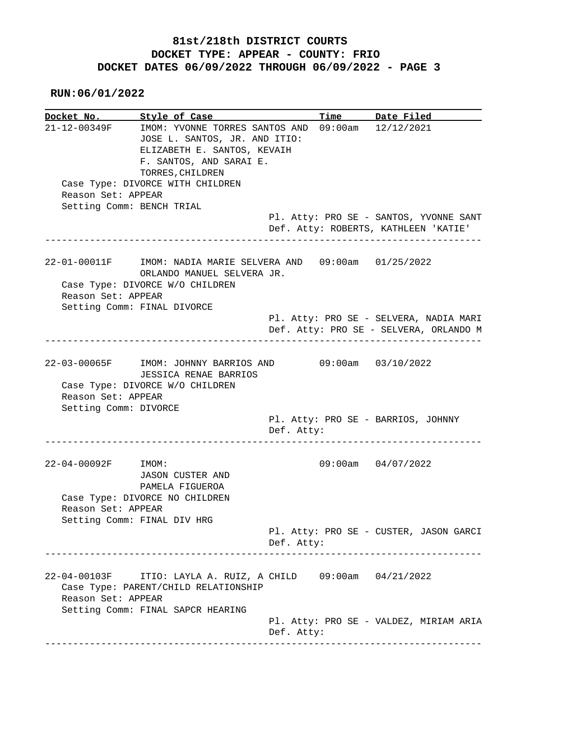# 81st/218th DISTRICT COURTS
## DOCKET TYPE: APPEAR - COUNTY: FRIO
## DOCKET DATES 06/09/2022 THROUGH 06/09/2022 - PAGE 3

**RUN:06/01/2022**

| Docket No. | Style of Case | Time | Date Filed |
|---|---|---|---|
| 21-12-00349F | IMOM: YVONNE TORRES SANTOS AND JOSE L. SANTOS, JR. AND ITIO: ELIZABETH E. SANTOS, KEVAIH F. SANTOS, AND SARAI E. TORRES,CHILDREN | 09:00am | 12/12/2021 |

Case Type: DIVORCE WITH CHILDREN
Reason Set: APPEAR
Setting Comm: BENCH TRIAL
Pl. Atty: PRO SE - SANTOS, YVONNE SANT
Def. Atty: ROBERTS, KATHLEEN 'KATIE'

---

| Docket No. | Style of Case | Time | Date Filed |
|---|---|---|---|
| 22-01-00011F | IMOM: NADIA MARIE SELVERA AND ORLANDO MANUEL SELVERA JR. | 09:00am | 01/25/2022 |

Case Type: DIVORCE W/O CHILDREN
Reason Set: APPEAR
Setting Comm: FINAL DIVORCE
Pl. Atty: PRO SE - SELVERA, NADIA MARI
Def. Atty: PRO SE - SELVERA, ORLANDO M

---

| Docket No. | Style of Case | Time | Date Filed |
|---|---|---|---|
| 22-03-00065F | IMOM: JOHNNY BARRIOS AND JESSICA RENAE BARRIOS | 09:00am | 03/10/2022 |

Case Type: DIVORCE W/O CHILDREN
Reason Set: APPEAR
Setting Comm: DIVORCE
Pl. Atty: PRO SE - BARRIOS, JOHNNY
Def. Atty:

---

| Docket No. | Style of Case | Time | Date Filed |
|---|---|---|---|
| 22-04-00092F | IMOM: JASON CUSTER AND PAMELA FIGUEROA | 09:00am | 04/07/2022 |

Case Type: DIVORCE NO CHILDREN
Reason Set: APPEAR
Setting Comm: FINAL DIV HRG
Pl. Atty: PRO SE - CUSTER, JASON GARCI
Def. Atty:

---

| Docket No. | Style of Case | Time | Date Filed |
|---|---|---|---|
| 22-04-00103F | ITIO: LAYLA A. RUIZ, A CHILD | 09:00am | 04/21/2022 |

Case Type: PARENT/CHILD RELATIONSHIP
Reason Set: APPEAR
Setting Comm: FINAL SAPCR HEARING
Pl. Atty: PRO SE - VALDEZ, MIRIAM ARIA
Def. Atty:

---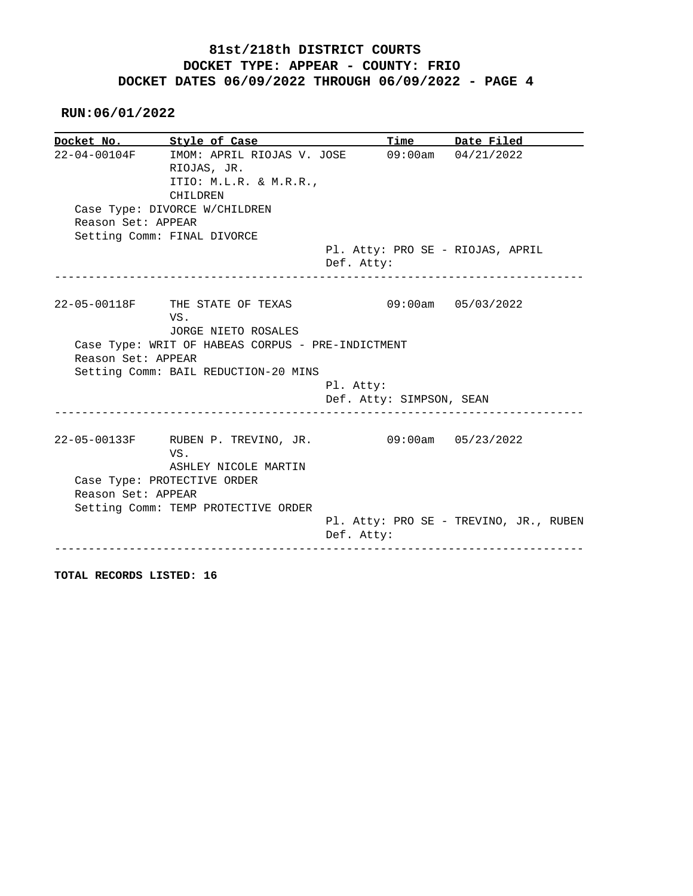**81st/218th DISTRICT COURTS**
**DOCKET TYPE: APPEAR - COUNTY: FRIO**
**DOCKET DATES 06/09/2022 THROUGH 06/09/2022 - PAGE 4**

**RUN:06/01/2022**

| Docket No. | Style of Case | Time | Date Filed |
|---|---|---|---|
| 22-04-00104F | IMOM: APRIL RIOJAS V. JOSE RIOJAS, JR. ITIO: M.L.R. & M.R.R., CHILDREN | 09:00am | 04/21/2022 |

Case Type: DIVORCE W/CHILDREN
Reason Set: APPEAR
Setting Comm: FINAL DIVORCE
Pl. Atty: PRO SE - RIOJAS, APRIL
Def. Atty:

---

| Docket No. | Style of Case | Time | Date Filed |
|---|---|---|---|
| 22-05-00118F | THE STATE OF TEXAS VS. JORGE NIETO ROSALES | 09:00am | 05/03/2022 |

Case Type: WRIT OF HABEAS CORPUS - PRE-INDICTMENT
Reason Set: APPEAR
Setting Comm: BAIL REDUCTION-20 MINS
Pl. Atty:
Def. Atty: SIMPSON, SEAN

---

| Docket No. | Style of Case | Time | Date Filed |
|---|---|---|---|
| 22-05-00133F | RUBEN P. TREVINO, JR. VS. ASHLEY NICOLE MARTIN | 09:00am | 05/23/2022 |

Case Type: PROTECTIVE ORDER
Reason Set: APPEAR
Setting Comm: TEMP PROTECTIVE ORDER
Pl. Atty: PRO SE - TREVINO, JR., RUBEN
Def. Atty:

---

**TOTAL RECORDS LISTED: 16**